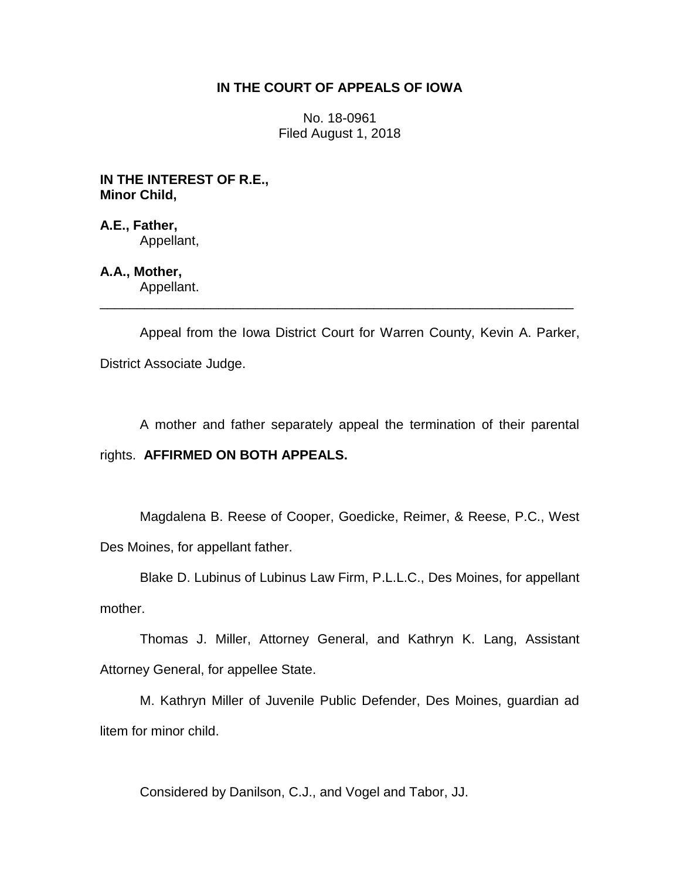# IN THE COURT OF APPEALS OF IOWA

No. 18-0961
Filed August 1, 2018

**IN THE INTEREST OF R.E., Minor Child,**

**A.E., Father,**
Appellant,

**A.A., Mother,**
Appellant.

---

Appeal from the Iowa District Court for Warren County, Kevin A. Parker, District Associate Judge.

A mother and father separately appeal the termination of their parental rights. **AFFIRMED ON BOTH APPEALS.**

Magdalena B. Reese of Cooper, Goedicke, Reimer, & Reese, P.C., West Des Moines, for appellant father.

Blake D. Lubinus of Lubinus Law Firm, P.L.L.C., Des Moines, for appellant mother.

Thomas J. Miller, Attorney General, and Kathryn K. Lang, Assistant Attorney General, for appellee State.

M. Kathryn Miller of Juvenile Public Defender, Des Moines, guardian ad litem for minor child.

Considered by Danilson, C.J., and Vogel and Tabor, JJ.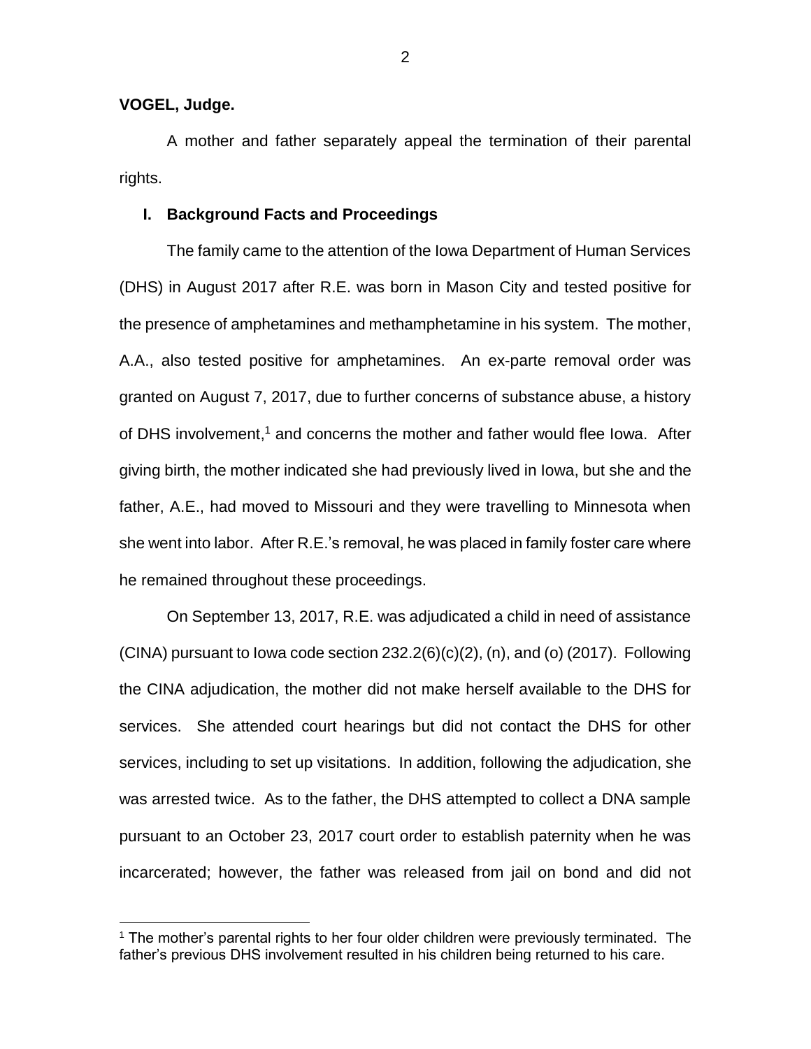**VOGEL, Judge.**

A mother and father separately appeal the termination of their parental rights.

## I. Background Facts and Proceedings

The family came to the attention of the Iowa Department of Human Services (DHS) in August 2017 after R.E. was born in Mason City and tested positive for the presence of amphetamines and methamphetamine in his system. The mother, A.A., also tested positive for amphetamines. An ex-parte removal order was granted on August 7, 2017, due to further concerns of substance abuse, a history of DHS involvement,[1] and concerns the mother and father would flee Iowa. After giving birth, the mother indicated she had previously lived in Iowa, but she and the father, A.E., had moved to Missouri and they were travelling to Minnesota when she went into labor. After R.E.'s removal, he was placed in family foster care where he remained throughout these proceedings.

On September 13, 2017, R.E. was adjudicated a child in need of assistance (CINA) pursuant to Iowa code section 232.2(6)(c)(2), (n), and (o) (2017). Following the CINA adjudication, the mother did not make herself available to the DHS for services. She attended court hearings but did not contact the DHS for other services, including to set up visitations. In addition, following the adjudication, she was arrested twice. As to the father, the DHS attempted to collect a DNA sample pursuant to an October 23, 2017 court order to establish paternity when he was incarcerated; however, the father was released from jail on bond and did not

[1] The mother's parental rights to her four older children were previously terminated. The father's previous DHS involvement resulted in his children being returned to his care.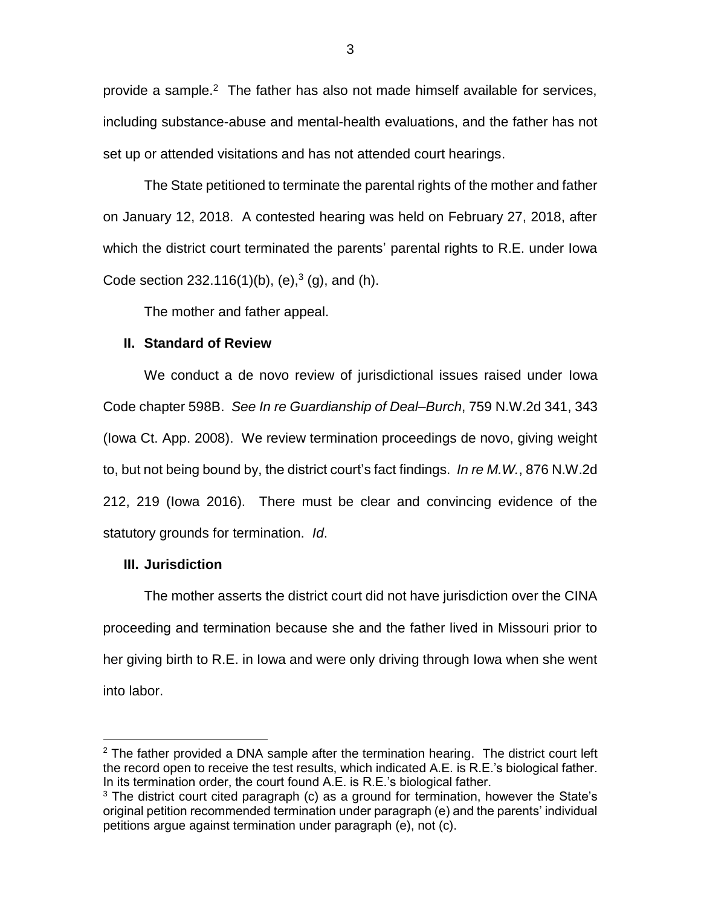provide a sample.[2] The father has also not made himself available for services, including substance-abuse and mental-health evaluations, and the father has not set up or attended visitations and has not attended court hearings.

The State petitioned to terminate the parental rights of the mother and father on January 12, 2018. A contested hearing was held on February 27, 2018, after which the district court terminated the parents' parental rights to R.E. under Iowa Code section 232.116(1)(b), (e),[3] (g), and (h).

The mother and father appeal.

## II. Standard of Review

We conduct a de novo review of jurisdictional issues raised under Iowa Code chapter 598B. *See In re Guardianship of Deal–Burch*, 759 N.W.2d 341, 343 (Iowa Ct. App. 2008). We review termination proceedings de novo, giving weight to, but not being bound by, the district court's fact findings. *In re M.W.*, 876 N.W.2d 212, 219 (Iowa 2016). There must be clear and convincing evidence of the statutory grounds for termination. *Id*.

## III. Jurisdiction

The mother asserts the district court did not have jurisdiction over the CINA proceeding and termination because she and the father lived in Missouri prior to her giving birth to R.E. in Iowa and were only driving through Iowa when she went into labor.

---

[2] The father provided a DNA sample after the termination hearing. The district court left the record open to receive the test results, which indicated A.E. is R.E.'s biological father. In its termination order, the court found A.E. is R.E.'s biological father.

[3] The district court cited paragraph (c) as a ground for termination, however the State's original petition recommended termination under paragraph (e) and the parents' individual petitions argue against termination under paragraph (e), not (c).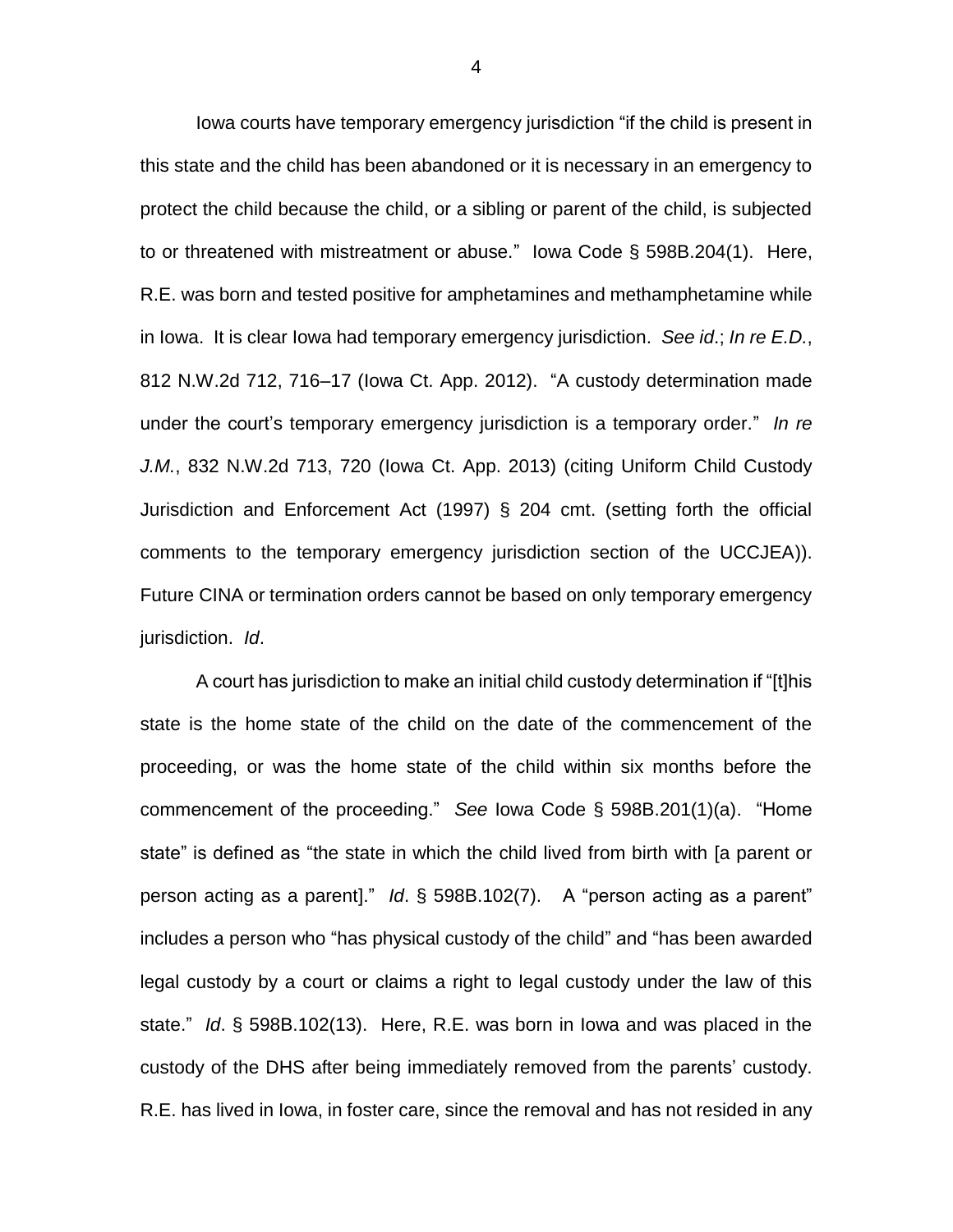Iowa courts have temporary emergency jurisdiction "if the child is present in this state and the child has been abandoned or it is necessary in an emergency to protect the child because the child, or a sibling or parent of the child, is subjected to or threatened with mistreatment or abuse." Iowa Code § 598B.204(1). Here, R.E. was born and tested positive for amphetamines and methamphetamine while in Iowa. It is clear Iowa had temporary emergency jurisdiction. *See id*.; *In re E.D.*, 812 N.W.2d 712, 716–17 (Iowa Ct. App. 2012). "A custody determination made under the court's temporary emergency jurisdiction is a temporary order." *In re J.M.*, 832 N.W.2d 713, 720 (Iowa Ct. App. 2013) (citing Uniform Child Custody Jurisdiction and Enforcement Act (1997) § 204 cmt. (setting forth the official comments to the temporary emergency jurisdiction section of the UCCJEA)). Future CINA or termination orders cannot be based on only temporary emergency jurisdiction. *Id*.

A court has jurisdiction to make an initial child custody determination if "[t]his state is the home state of the child on the date of the commencement of the proceeding, or was the home state of the child within six months before the commencement of the proceeding." *See* Iowa Code § 598B.201(1)(a). "Home state" is defined as "the state in which the child lived from birth with [a parent or person acting as a parent]." *Id*. § 598B.102(7). A "person acting as a parent" includes a person who "has physical custody of the child" and "has been awarded legal custody by a court or claims a right to legal custody under the law of this state." *Id*. § 598B.102(13). Here, R.E. was born in Iowa and was placed in the custody of the DHS after being immediately removed from the parents' custody. R.E. has lived in Iowa, in foster care, since the removal and has not resided in any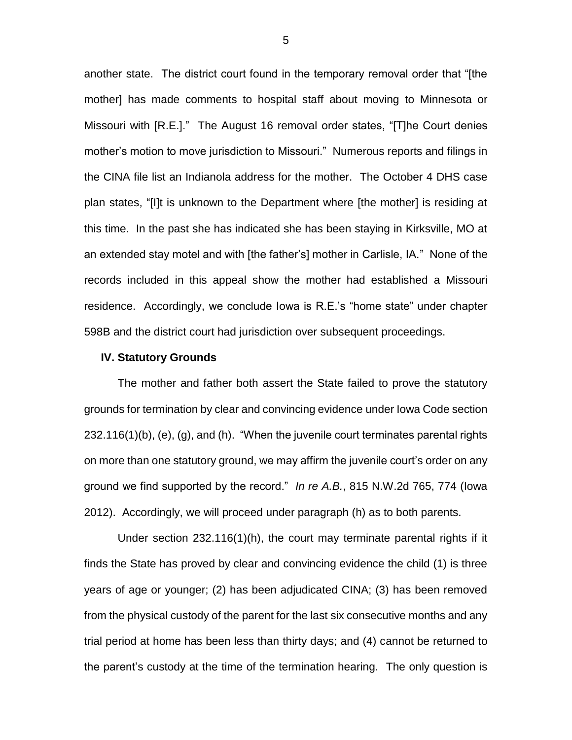another state. The district court found in the temporary removal order that "[the mother] has made comments to hospital staff about moving to Minnesota or Missouri with [R.E.]." The August 16 removal order states, "[T]he Court denies mother's motion to move jurisdiction to Missouri." Numerous reports and filings in the CINA file list an Indianola address for the mother. The October 4 DHS case plan states, "[I]t is unknown to the Department where [the mother] is residing at this time. In the past she has indicated she has been staying in Kirksville, MO at an extended stay motel and with [the father's] mother in Carlisle, IA." None of the records included in this appeal show the mother had established a Missouri residence. Accordingly, we conclude Iowa is R.E.'s "home state" under chapter 598B and the district court had jurisdiction over subsequent proceedings.

## IV. Statutory Grounds

The mother and father both assert the State failed to prove the statutory grounds for termination by clear and convincing evidence under Iowa Code section 232.116(1)(b), (e), (g), and (h). "When the juvenile court terminates parental rights on more than one statutory ground, we may affirm the juvenile court's order on any ground we find supported by the record." *In re A.B.*, 815 N.W.2d 765, 774 (Iowa 2012). Accordingly, we will proceed under paragraph (h) as to both parents.

Under section 232.116(1)(h), the court may terminate parental rights if it finds the State has proved by clear and convincing evidence the child (1) is three years of age or younger; (2) has been adjudicated CINA; (3) has been removed from the physical custody of the parent for the last six consecutive months and any trial period at home has been less than thirty days; and (4) cannot be returned to the parent's custody at the time of the termination hearing. The only question is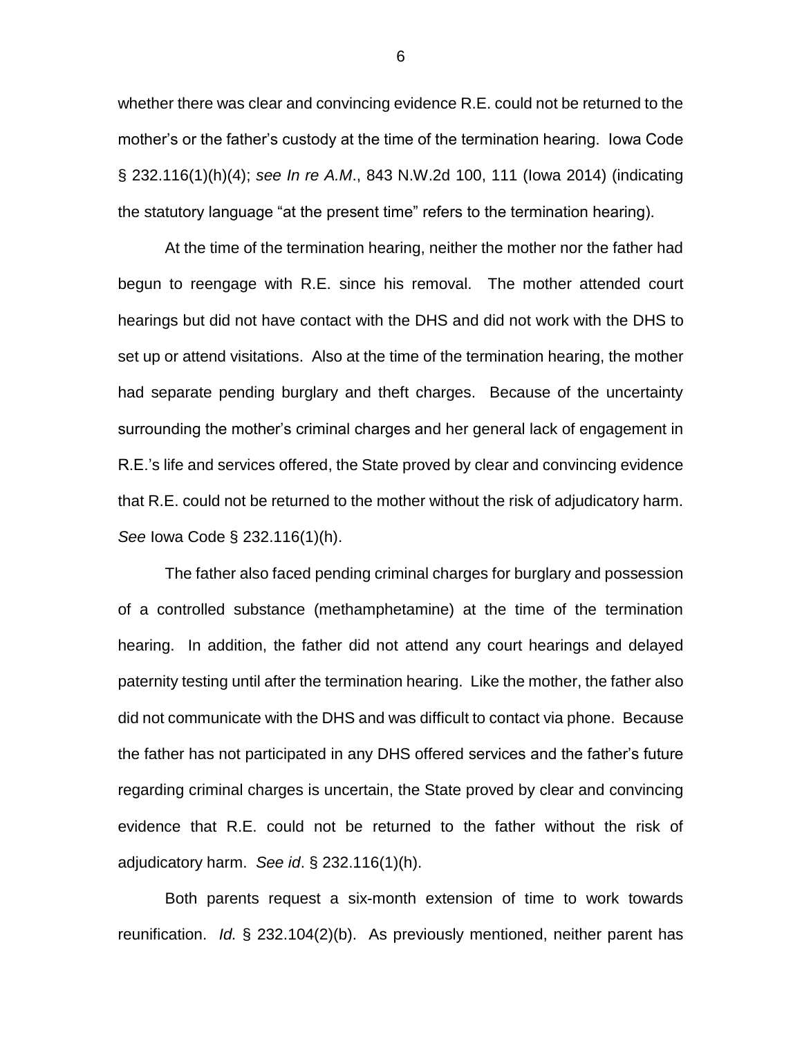whether there was clear and convincing evidence R.E. could not be returned to the mother's or the father's custody at the time of the termination hearing. Iowa Code § 232.116(1)(h)(4); *see In re A.M.*, 843 N.W.2d 100, 111 (Iowa 2014) (indicating the statutory language "at the present time" refers to the termination hearing).

At the time of the termination hearing, neither the mother nor the father had begun to reengage with R.E. since his removal. The mother attended court hearings but did not have contact with the DHS and did not work with the DHS to set up or attend visitations. Also at the time of the termination hearing, the mother had separate pending burglary and theft charges. Because of the uncertainty surrounding the mother's criminal charges and her general lack of engagement in R.E.'s life and services offered, the State proved by clear and convincing evidence that R.E. could not be returned to the mother without the risk of adjudicatory harm. *See* Iowa Code § 232.116(1)(h).

The father also faced pending criminal charges for burglary and possession of a controlled substance (methamphetamine) at the time of the termination hearing. In addition, the father did not attend any court hearings and delayed paternity testing until after the termination hearing. Like the mother, the father also did not communicate with the DHS and was difficult to contact via phone. Because the father has not participated in any DHS offered services and the father's future regarding criminal charges is uncertain, the State proved by clear and convincing evidence that R.E. could not be returned to the father without the risk of adjudicatory harm. *See id*. § 232.116(1)(h).

Both parents request a six-month extension of time to work towards reunification. *Id.* § 232.104(2)(b). As previously mentioned, neither parent has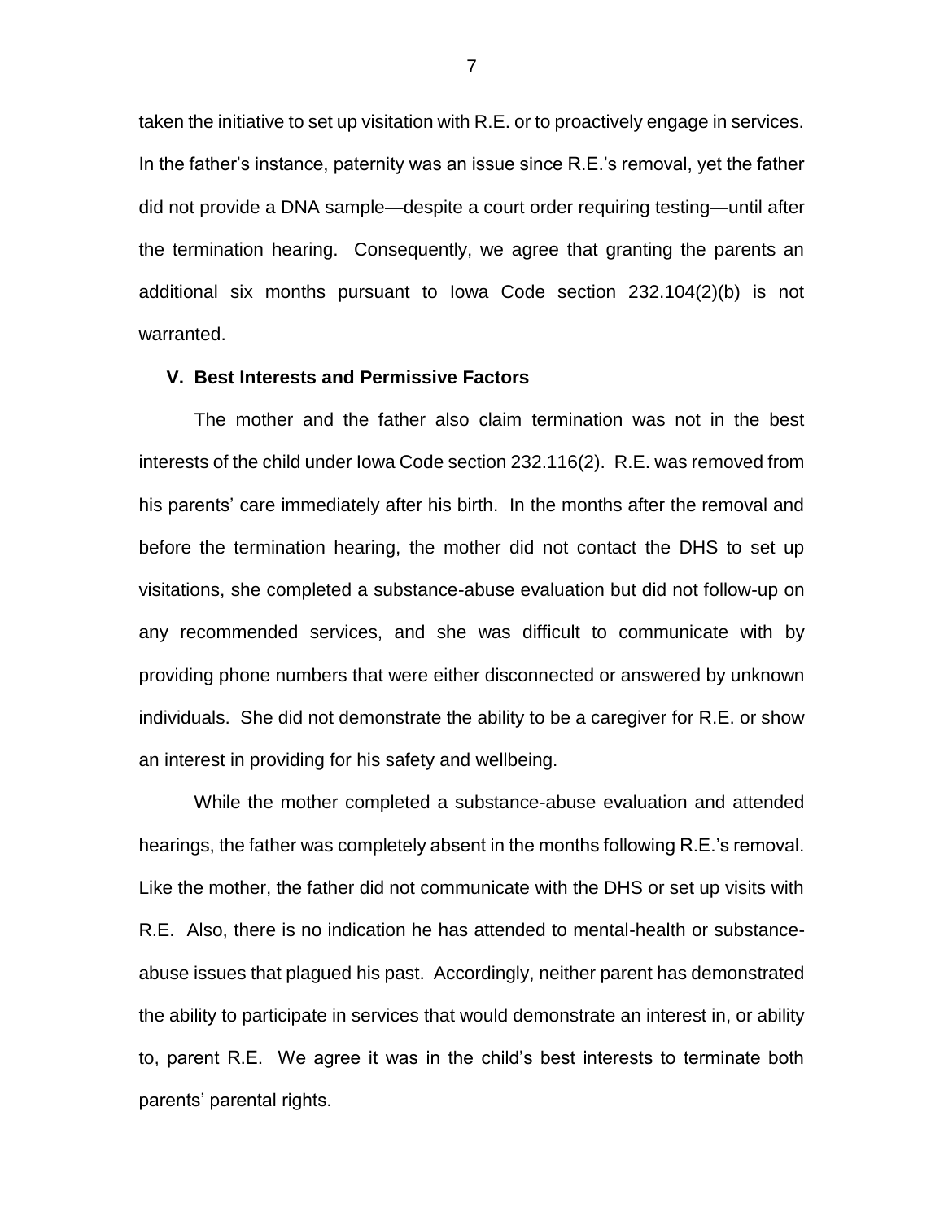taken the initiative to set up visitation with R.E. or to proactively engage in services. In the father's instance, paternity was an issue since R.E.'s removal, yet the father did not provide a DNA sample—despite a court order requiring testing—until after the termination hearing. Consequently, we agree that granting the parents an additional six months pursuant to Iowa Code section 232.104(2)(b) is not warranted.

## V. Best Interests and Permissive Factors

The mother and the father also claim termination was not in the best interests of the child under Iowa Code section 232.116(2). R.E. was removed from his parents' care immediately after his birth. In the months after the removal and before the termination hearing, the mother did not contact the DHS to set up visitations, she completed a substance-abuse evaluation but did not follow-up on any recommended services, and she was difficult to communicate with by providing phone numbers that were either disconnected or answered by unknown individuals. She did not demonstrate the ability to be a caregiver for R.E. or show an interest in providing for his safety and wellbeing.

While the mother completed a substance-abuse evaluation and attended hearings, the father was completely absent in the months following R.E.'s removal. Like the mother, the father did not communicate with the DHS or set up visits with R.E. Also, there is no indication he has attended to mental-health or substance-abuse issues that plagued his past. Accordingly, neither parent has demonstrated the ability to participate in services that would demonstrate an interest in, or ability to, parent R.E. We agree it was in the child's best interests to terminate both parents' parental rights.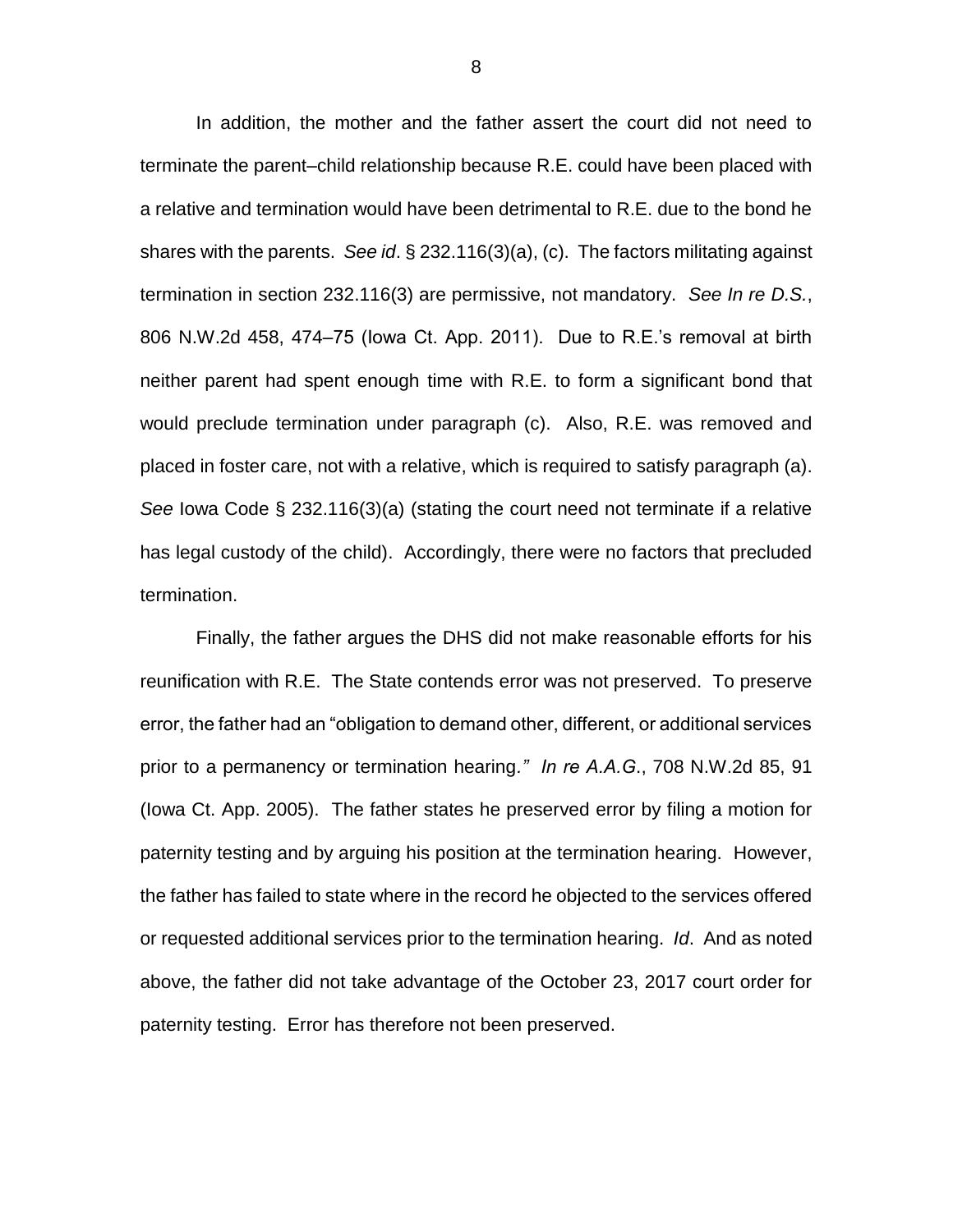In addition, the mother and the father assert the court did not need to terminate the parent–child relationship because R.E. could have been placed with a relative and termination would have been detrimental to R.E. due to the bond he shares with the parents. *See id*. § 232.116(3)(a), (c). The factors militating against termination in section 232.116(3) are permissive, not mandatory. *See In re D.S.*, 806 N.W.2d 458, 474–75 (Iowa Ct. App. 2011). Due to R.E.'s removal at birth neither parent had spent enough time with R.E. to form a significant bond that would preclude termination under paragraph (c). Also, R.E. was removed and placed in foster care, not with a relative, which is required to satisfy paragraph (a). *See* Iowa Code § 232.116(3)(a) (stating the court need not terminate if a relative has legal custody of the child). Accordingly, there were no factors that precluded termination.

Finally, the father argues the DHS did not make reasonable efforts for his reunification with R.E. The State contends error was not preserved. To preserve error, the father had an "obligation to demand other, different, or additional services prior to a permanency or termination hearing." *In re A.A.G*., 708 N.W.2d 85, 91 (Iowa Ct. App. 2005). The father states he preserved error by filing a motion for paternity testing and by arguing his position at the termination hearing. However, the father has failed to state where in the record he objected to the services offered or requested additional services prior to the termination hearing. *Id*. And as noted above, the father did not take advantage of the October 23, 2017 court order for paternity testing. Error has therefore not been preserved.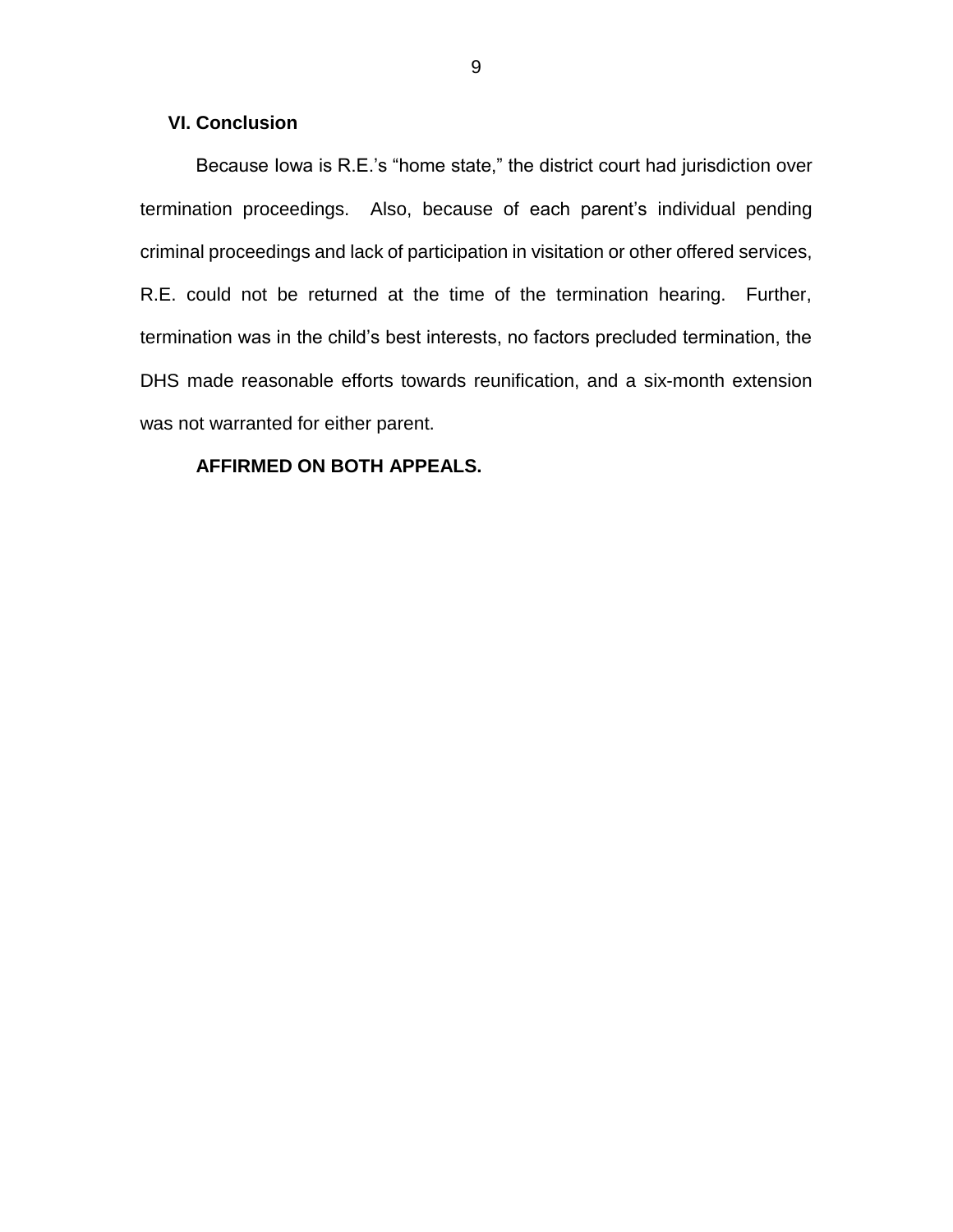## VI. Conclusion

Because Iowa is R.E.'s "home state," the district court had jurisdiction over termination proceedings. Also, because of each parent's individual pending criminal proceedings and lack of participation in visitation or other offered services, R.E. could not be returned at the time of the termination hearing. Further, termination was in the child's best interests, no factors precluded termination, the DHS made reasonable efforts towards reunification, and a six-month extension was not warranted for either parent.

**AFFIRMED ON BOTH APPEALS.**